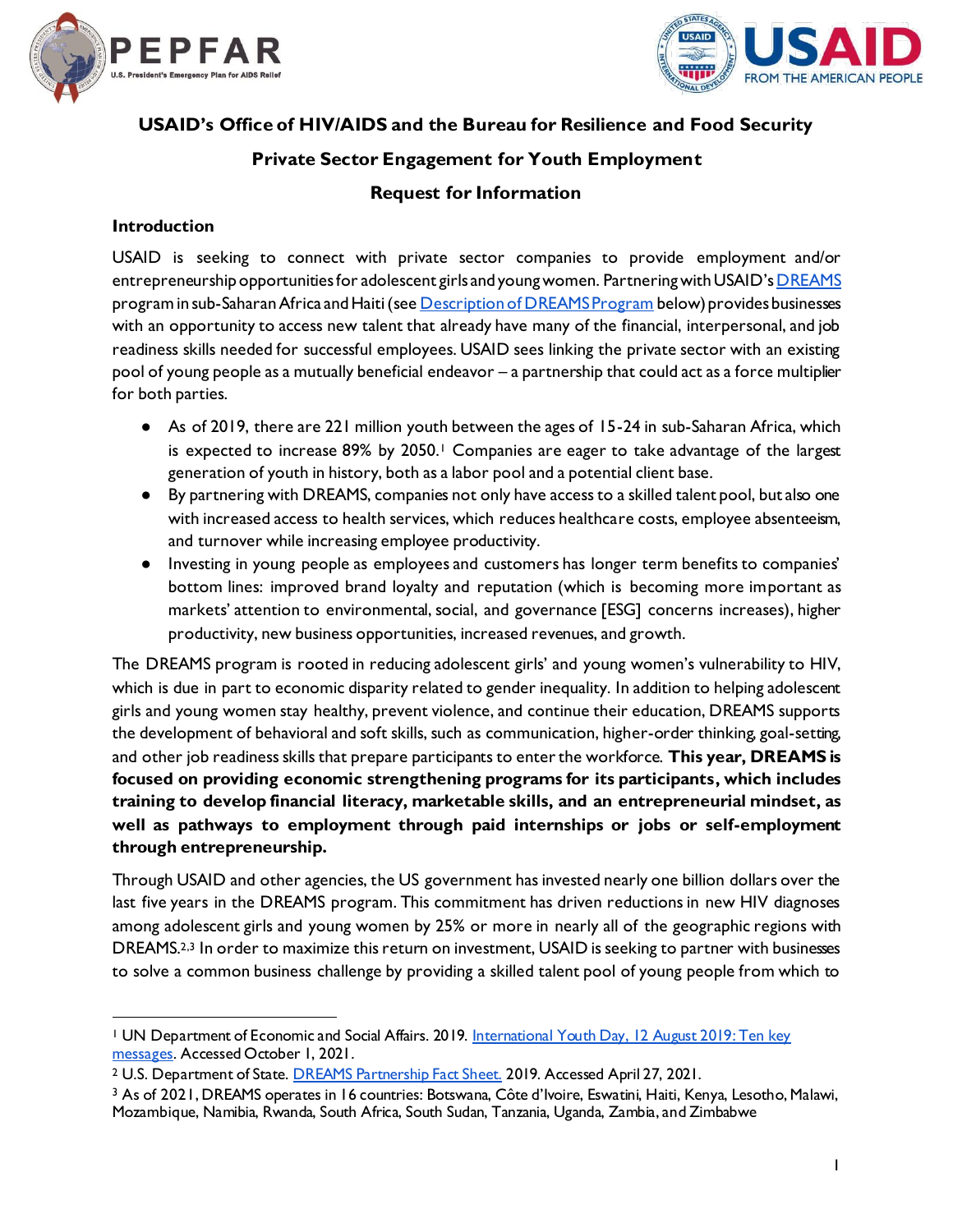**USAID's Office of HIV/AIDS and the Bureau for Resilience and Food Security**

**Private Sector Engagement for Youth Employment**

**Request for Information**

## Introduction

USAID is seeking to connect with private sector companies to provide employment and/or entrepreneurship opportunities for adolescent girls and young women. Partnering with USAID's DREAMS program in sub-Saharan Africa and Haiti (see Description of DREAMS Program below) provides businesses with an opportunity to access new talent that already have many of the financial, interpersonal, and job readiness skills needed for successful employees. USAID sees linking the private sector with an existing pool of young people as a mutually beneficial endeavor – a partnership that could act as a force multiplier for both parties.

- As of 2019, there are 221 million youth between the ages of 15-24 in sub-Saharan Africa, which is expected to increase 89% by 2050.[1] Companies are eager to take advantage of the largest generation of youth in history, both as a labor pool and a potential client base.
- By partnering with DREAMS, companies not only have access to a skilled talent pool, but also one with increased access to health services, which reduces healthcare costs, employee absenteeism, and turnover while increasing employee productivity.
- Investing in young people as employees and customers has longer term benefits to companies' bottom lines: improved brand loyalty and reputation (which is becoming more important as markets' attention to environmental, social, and governance [ESG] concerns increases), higher productivity, new business opportunities, increased revenues, and growth.

The DREAMS program is rooted in reducing adolescent girls' and young women's vulnerability to HIV, which is due in part to economic disparity related to gender inequality. In addition to helping adolescent girls and young women stay healthy, prevent violence, and continue their education, DREAMS supports the development of behavioral and soft skills, such as communication, higher-order thinking, goal-setting, and other job readiness skills that prepare participants to enter the workforce. **This year, DREAMS is focused on providing economic strengthening programs for its participants, which includes training to develop financial literacy, marketable skills, and an entrepreneurial mindset, as well as pathways to employment through paid internships or jobs or self-employment through entrepreneurship.**

Through USAID and other agencies, the US government has invested nearly one billion dollars over the last five years in the DREAMS program. This commitment has driven reductions in new HIV diagnoses among adolescent girls and young women by 25% or more in nearly all of the geographic regions with DREAMS.[2,3] In order to maximize this return on investment, USAID is seeking to partner with businesses to solve a common business challenge by providing a skilled talent pool of young people from which to

---

[1] UN Department of Economic and Social Affairs. 2019. International Youth Day, 12 August 2019: Ten key messages. Accessed October 1, 2021.

[2] U.S. Department of State. DREAMS Partnership Fact Sheet. 2019. Accessed April 27, 2021.

[3] As of 2021, DREAMS operates in 16 countries: Botswana, Côte d'Ivoire, Eswatini, Haiti, Kenya, Lesotho, Malawi, Mozambique, Namibia, Rwanda, South Africa, South Sudan, Tanzania, Uganda, Zambia, and Zimbabwe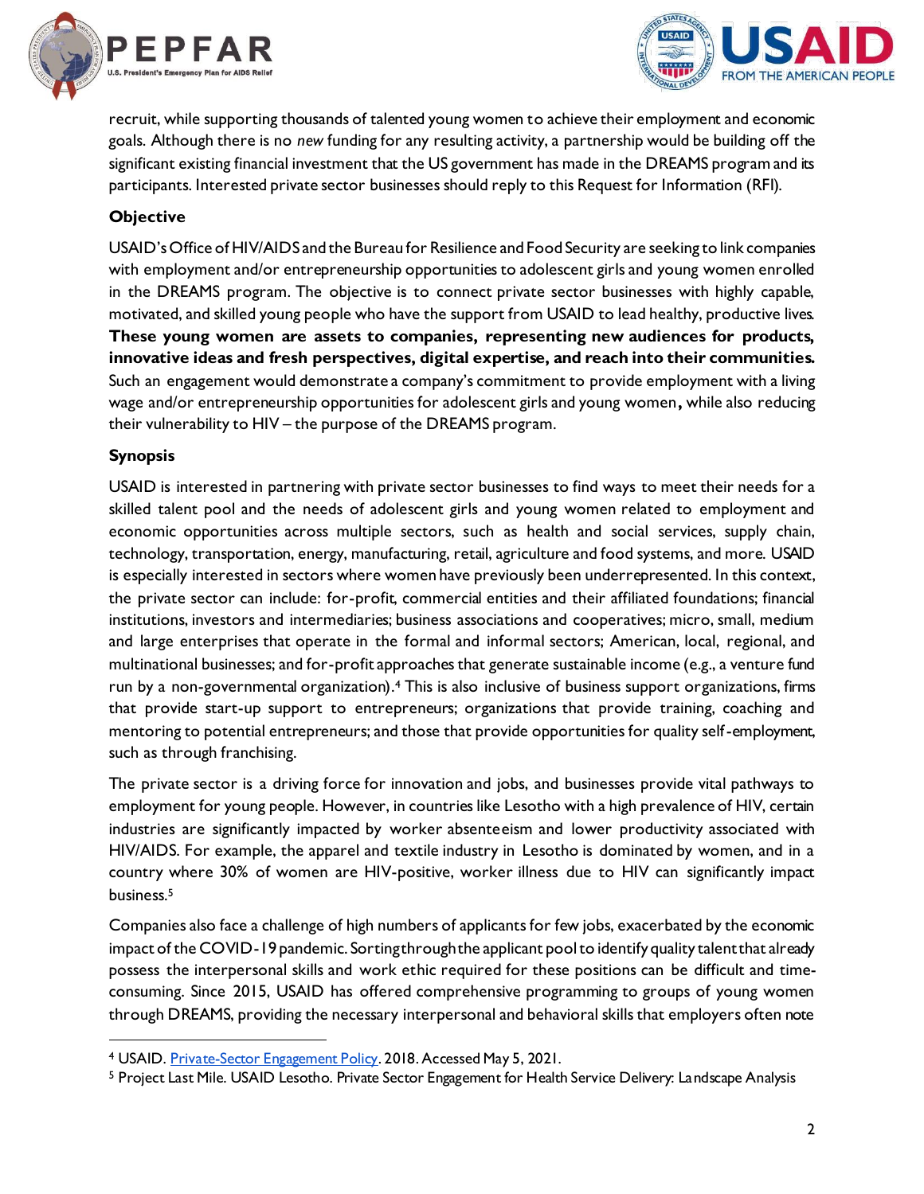recruit, while supporting thousands of talented young women to achieve their employment and economic goals. Although there is no *new* funding for any resulting activity, a partnership would be building off the significant existing financial investment that the US government has made in the DREAMS program and its participants. Interested private sector businesses should reply to this Request for Information (RFI).

**Objective**

USAID's Office of HIV/AIDS and the Bureau for Resilience and Food Security are seeking to link companies with employment and/or entrepreneurship opportunities to adolescent girls and young women enrolled in the DREAMS program. The objective is to connect private sector businesses with highly capable, motivated, and skilled young people who have the support from USAID to lead healthy, productive lives. **These young women are assets to companies, representing new audiences for products, innovative ideas and fresh perspectives, digital expertise, and reach into their communities.** Such an engagement would demonstrate a company's commitment to provide employment with a living wage and/or entrepreneurship opportunities for adolescent girls and young women, while also reducing their vulnerability to HIV – the purpose of the DREAMS program.

**Synopsis**

USAID is interested in partnering with private sector businesses to find ways to meet their needs for a skilled talent pool and the needs of adolescent girls and young women related to employment and economic opportunities across multiple sectors, such as health and social services, supply chain, technology, transportation, energy, manufacturing, retail, agriculture and food systems, and more. USAID is especially interested in sectors where women have previously been underrepresented. In this context, the private sector can include: for-profit, commercial entities and their affiliated foundations; financial institutions, investors and intermediaries; business associations and cooperatives; micro, small, medium and large enterprises that operate in the formal and informal sectors; American, local, regional, and multinational businesses; and for-profit approaches that generate sustainable income (e.g., a venture fund run by a non-governmental organization).[4] This is also inclusive of business support organizations, firms that provide start-up support to entrepreneurs; organizations that provide training, coaching and mentoring to potential entrepreneurs; and those that provide opportunities for quality self-employment, such as through franchising.

The private sector is a driving force for innovation and jobs, and businesses provide vital pathways to employment for young people. However, in countries like Lesotho with a high prevalence of HIV, certain industries are significantly impacted by worker absenteeism and lower productivity associated with HIV/AIDS. For example, the apparel and textile industry in Lesotho is dominated by women, and in a country where 30% of women are HIV-positive, worker illness due to HIV can significantly impact business.[5]

Companies also face a challenge of high numbers of applicants for few jobs, exacerbated by the economic impact of the COVID-19 pandemic. Sorting through the applicant pool to identify quality talent that already possess the interpersonal skills and work ethic required for these positions can be difficult and time-consuming. Since 2015, USAID has offered comprehensive programming to groups of young women through DREAMS, providing the necessary interpersonal and behavioral skills that employers often note

---

[4] USAID. [Private-Sector Engagement Policy](). 2018. Accessed May 5, 2021.

[5] Project Last Mile. USAID Lesotho. Private Sector Engagement for Health Service Delivery: Landscape Analysis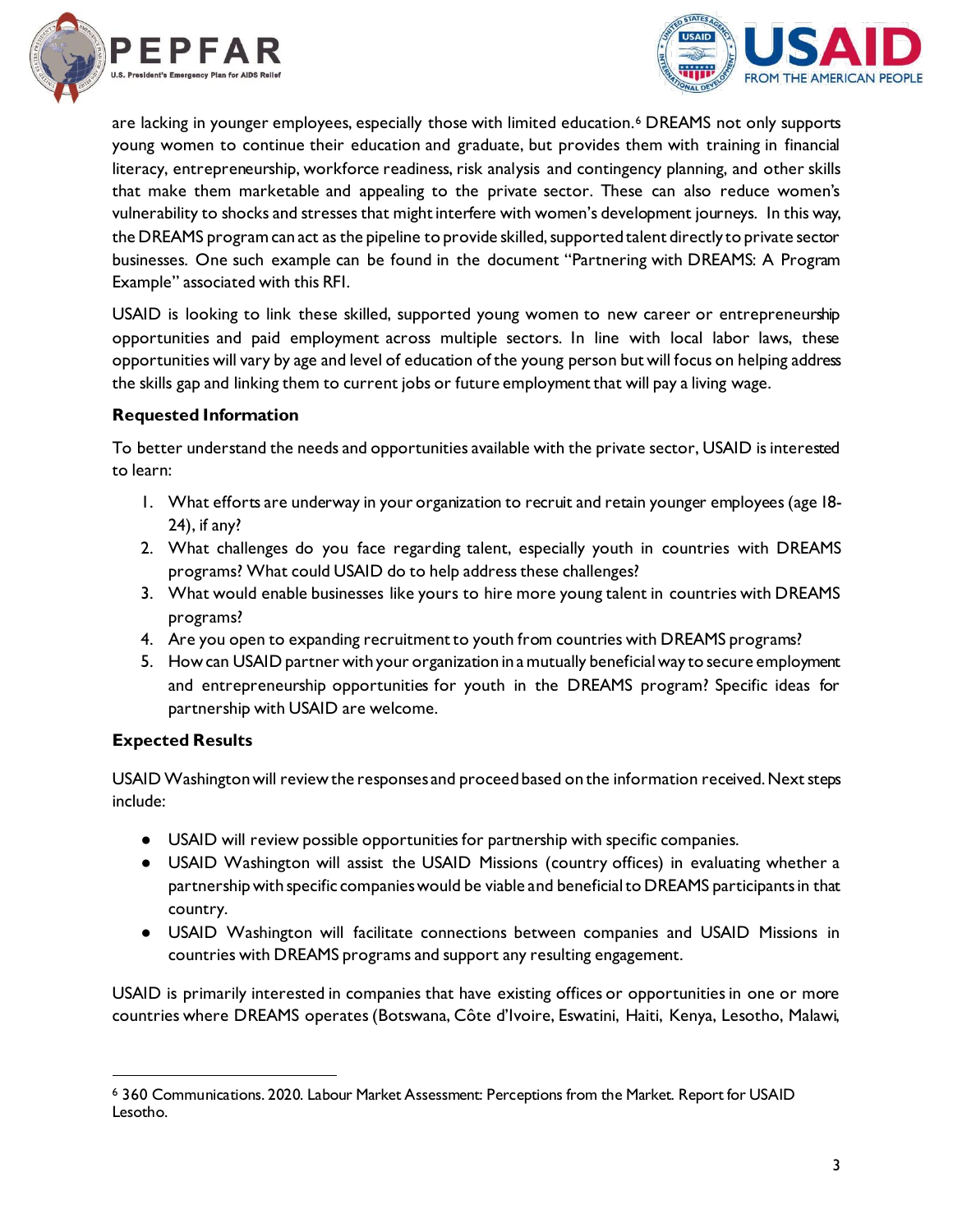are lacking in younger employees, especially those with limited education.[6] DREAMS not only supports young women to continue their education and graduate, but provides them with training in financial literacy, entrepreneurship, workforce readiness, risk analysis and contingency planning, and other skills that make them marketable and appealing to the private sector. These can also reduce women's vulnerability to shocks and stresses that might interfere with women's development journeys. In this way, the DREAMS program can act as the pipeline to provide skilled, supported talent directly to private sector businesses. One such example can be found in the document "Partnering with DREAMS: A Program Example" associated with this RFI.

USAID is looking to link these skilled, supported young women to new career or entrepreneurship opportunities and paid employment across multiple sectors. In line with local labor laws, these opportunities will vary by age and level of education of the young person but will focus on helping address the skills gap and linking them to current jobs or future employment that will pay a living wage.

**Requested Information**

To better understand the needs and opportunities available with the private sector, USAID is interested to learn:

1. What efforts are underway in your organization to recruit and retain younger employees (age 18-24), if any?
2. What challenges do you face regarding talent, especially youth in countries with DREAMS programs? What could USAID do to help address these challenges?
3. What would enable businesses like yours to hire more young talent in countries with DREAMS programs?
4. Are you open to expanding recruitment to youth from countries with DREAMS programs?
5. How can USAID partner with your organization in a mutually beneficial way to secure employment and entrepreneurship opportunities for youth in the DREAMS program? Specific ideas for partnership with USAID are welcome.

**Expected Results**

USAID Washington will review the responses and proceed based on the information received. Next steps include:

- USAID will review possible opportunities for partnership with specific companies.
- USAID Washington will assist the USAID Missions (country offices) in evaluating whether a partnership with specific companies would be viable and beneficial to DREAMS participants in that country.
- USAID Washington will facilitate connections between companies and USAID Missions in countries with DREAMS programs and support any resulting engagement.

USAID is primarily interested in companies that have existing offices or opportunities in one or more countries where DREAMS operates (Botswana, Côte d'Ivoire, Eswatini, Haiti, Kenya, Lesotho, Malawi,

---

[6] 360 Communications. 2020. Labour Market Assessment: Perceptions from the Market. Report for USAID Lesotho.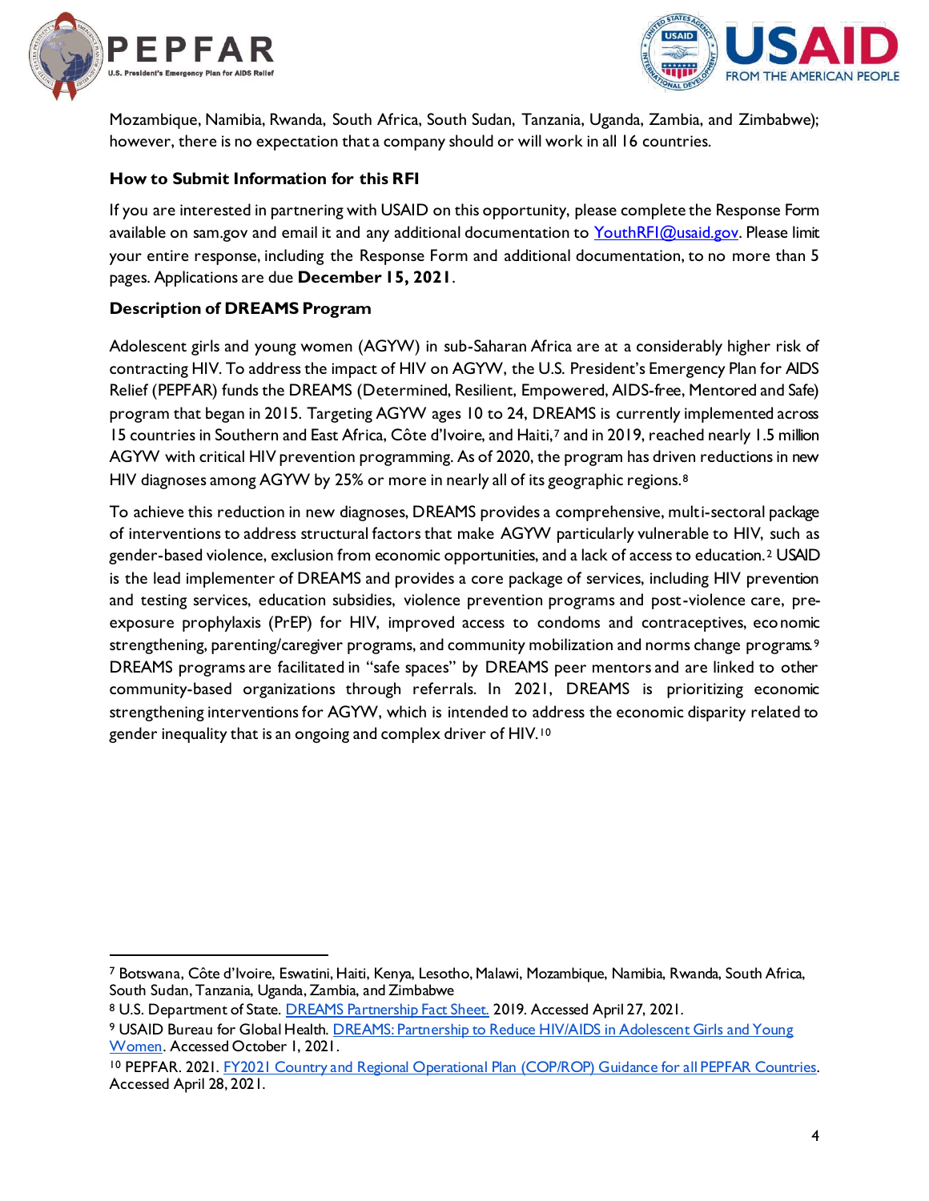Mozambique, Namibia, Rwanda, South Africa, South Sudan, Tanzania, Uganda, Zambia, and Zimbabwe); however, there is no expectation that a company should or will work in all 16 countries.

**How to Submit Information for this RFI**

If you are interested in partnering with USAID on this opportunity, please complete the Response Form available on sam.gov and email it and any additional documentation to YouthRFI@usaid.gov. Please limit your entire response, including the Response Form and additional documentation, to no more than 5 pages. Applications are due **December 15, 2021**.

**Description of DREAMS Program**

Adolescent girls and young women (AGYW) in sub-Saharan Africa are at a considerably higher risk of contracting HIV. To address the impact of HIV on AGYW, the U.S. President's Emergency Plan for AIDS Relief (PEPFAR) funds the DREAMS (Determined, Resilient, Empowered, AIDS-free, Mentored and Safe) program that began in 2015. Targeting AGYW ages 10 to 24, DREAMS is currently implemented across 15 countries in Southern and East Africa, Côte d'Ivoire, and Haiti,[7] and in 2019, reached nearly 1.5 million AGYW with critical HIV prevention programming. As of 2020, the program has driven reductions in new HIV diagnoses among AGYW by 25% or more in nearly all of its geographic regions.[8]

To achieve this reduction in new diagnoses, DREAMS provides a comprehensive, multi-sectoral package of interventions to address structural factors that make AGYW particularly vulnerable to HIV, such as gender-based violence, exclusion from economic opportunities, and a lack of access to education.[2] USAID is the lead implementer of DREAMS and provides a core package of services, including HIV prevention and testing services, education subsidies, violence prevention programs and post-violence care, pre-exposure prophylaxis (PrEP) for HIV, improved access to condoms and contraceptives, economic strengthening, parenting/caregiver programs, and community mobilization and norms change programs.[9] DREAMS programs are facilitated in "safe spaces" by DREAMS peer mentors and are linked to other community-based organizations through referrals. In 2021, DREAMS is prioritizing economic strengthening interventions for AGYW, which is intended to address the economic disparity related to gender inequality that is an ongoing and complex driver of HIV.[10]

---

[7] Botswana, Côte d'Ivoire, Eswatini, Haiti, Kenya, Lesotho, Malawi, Mozambique, Namibia, Rwanda, South Africa, South Sudan, Tanzania, Uganda, Zambia, and Zimbabwe

[8] U.S. Department of State. DREAMS Partnership Fact Sheet. 2019. Accessed April 27, 2021.

[9] USAID Bureau for Global Health. DREAMS: Partnership to Reduce HIV/AIDS in Adolescent Girls and Young Women. Accessed October 1, 2021.

[10] PEPFAR. 2021. FY2021 Country and Regional Operational Plan (COP/ROP) Guidance for all PEPFAR Countries. Accessed April 28, 2021.